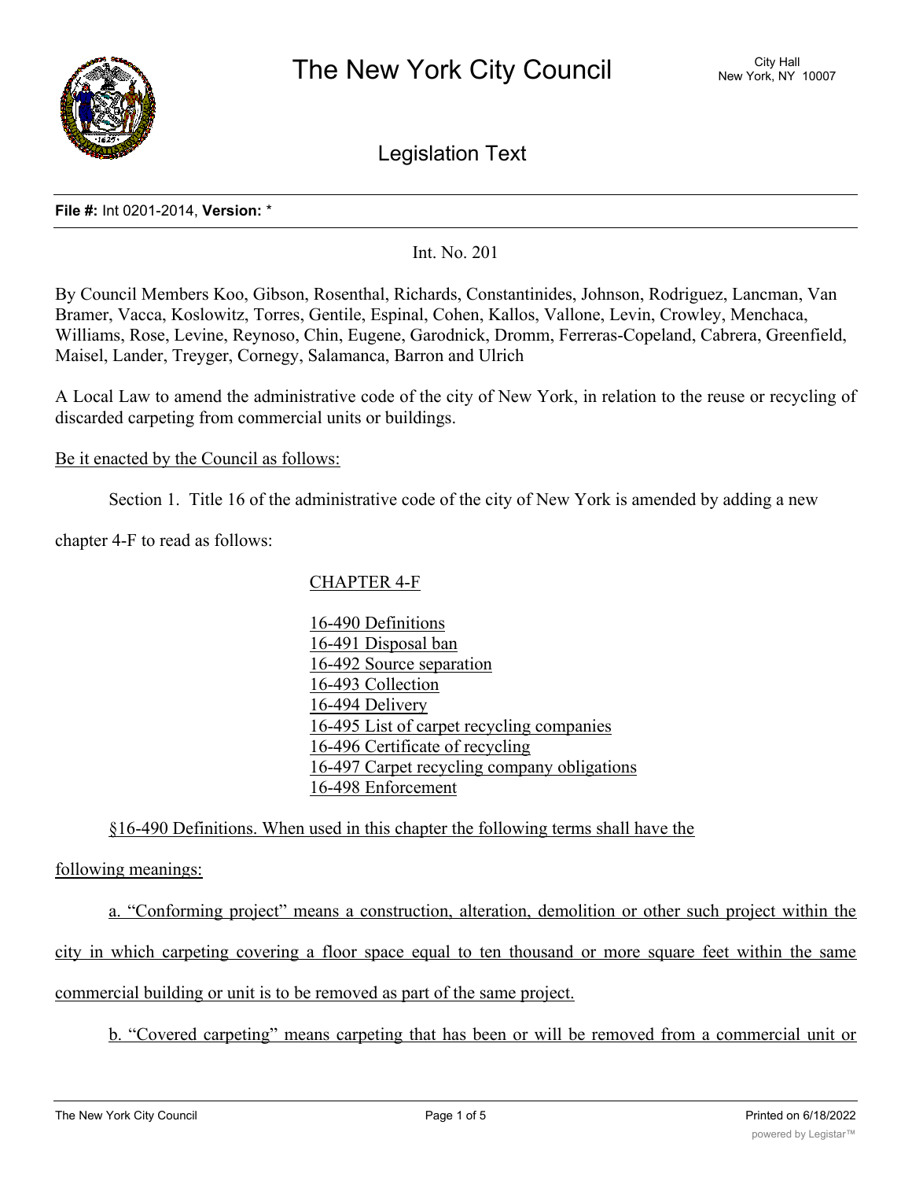# The New York City Council

City Hall
New York, NY 10007

## Legislation Text

**File #:** Int 0201-2014, **Version:** *

Int. No. 201

By Council Members Koo, Gibson, Rosenthal, Richards, Constantinides, Johnson, Rodriguez, Lancman, Van Bramer, Vacca, Koslowitz, Torres, Gentile, Espinal, Cohen, Kallos, Vallone, Levin, Crowley, Menchaca, Williams, Rose, Levine, Reynoso, Chin, Eugene, Garodnick, Dromm, Ferreras-Copeland, Cabrera, Greenfield, Maisel, Lander, Treyger, Cornegy, Salamanca, Barron and Ulrich

A Local Law to amend the administrative code of the city of New York, in relation to the reuse or recycling of discarded carpeting from commercial units or buildings.

Be it enacted by the Council as follows:

Section 1. Title 16 of the administrative code of the city of New York is amended by adding a new chapter 4-F to read as follows:

CHAPTER 4-F

16-490 Definitions
16-491 Disposal ban
16-492 Source separation
16-493 Collection
16-494 Delivery
16-495 List of carpet recycling companies
16-496 Certificate of recycling
16-497 Carpet recycling company obligations
16-498 Enforcement

§16-490 Definitions. When used in this chapter the following terms shall have the following meanings:

a. "Conforming project" means a construction, alteration, demolition or other such project within the city in which carpeting covering a floor space equal to ten thousand or more square feet within the same commercial building or unit is to be removed as part of the same project.

b. "Covered carpeting" means carpeting that has been or will be removed from a commercial unit or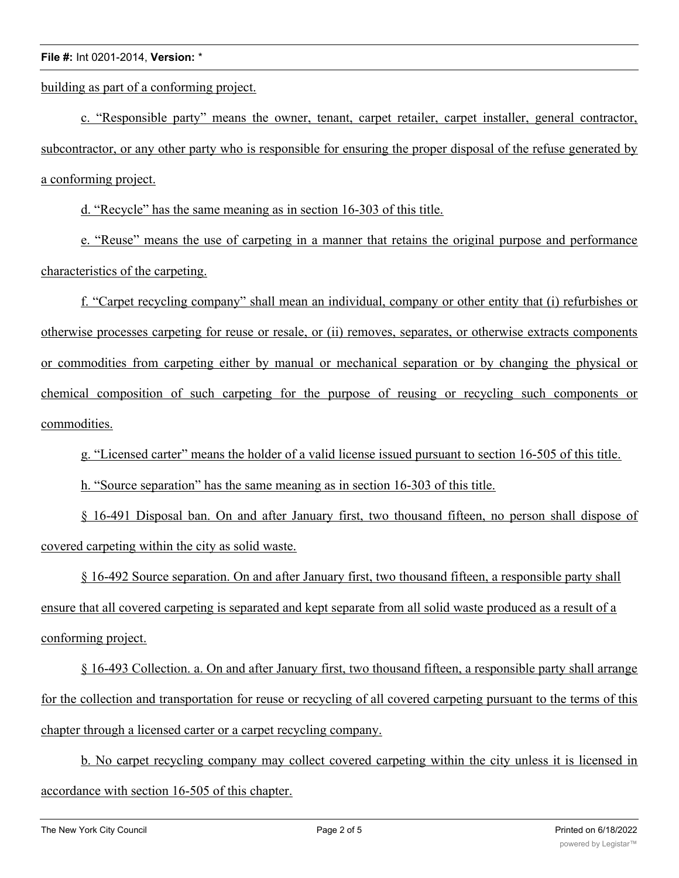building as part of a conforming project.

c. "Responsible party" means the owner, tenant, carpet retailer, carpet installer, general contractor, subcontractor, or any other party who is responsible for ensuring the proper disposal of the refuse generated by a conforming project.

d. "Recycle" has the same meaning as in section 16-303 of this title.

e. "Reuse" means the use of carpeting in a manner that retains the original purpose and performance characteristics of the carpeting.

f. "Carpet recycling company" shall mean an individual, company or other entity that (i) refurbishes or otherwise processes carpeting for reuse or resale, or (ii) removes, separates, or otherwise extracts components or commodities from carpeting either by manual or mechanical separation or by changing the physical or chemical composition of such carpeting for the purpose of reusing or recycling such components or commodities.

g. "Licensed carter" means the holder of a valid license issued pursuant to section 16-505 of this title.

h. "Source separation" has the same meaning as in section 16-303 of this title.

§ 16-491 Disposal ban. On and after January first, two thousand fifteen, no person shall dispose of covered carpeting within the city as solid waste.

§ 16-492 Source separation. On and after January first, two thousand fifteen, a responsible party shall ensure that all covered carpeting is separated and kept separate from all solid waste produced as a result of a conforming project.

§ 16-493 Collection. a. On and after January first, two thousand fifteen, a responsible party shall arrange for the collection and transportation for reuse or recycling of all covered carpeting pursuant to the terms of this chapter through a licensed carter or a carpet recycling company.

b. No carpet recycling company may collect covered carpeting within the city unless it is licensed in accordance with section 16-505 of this chapter.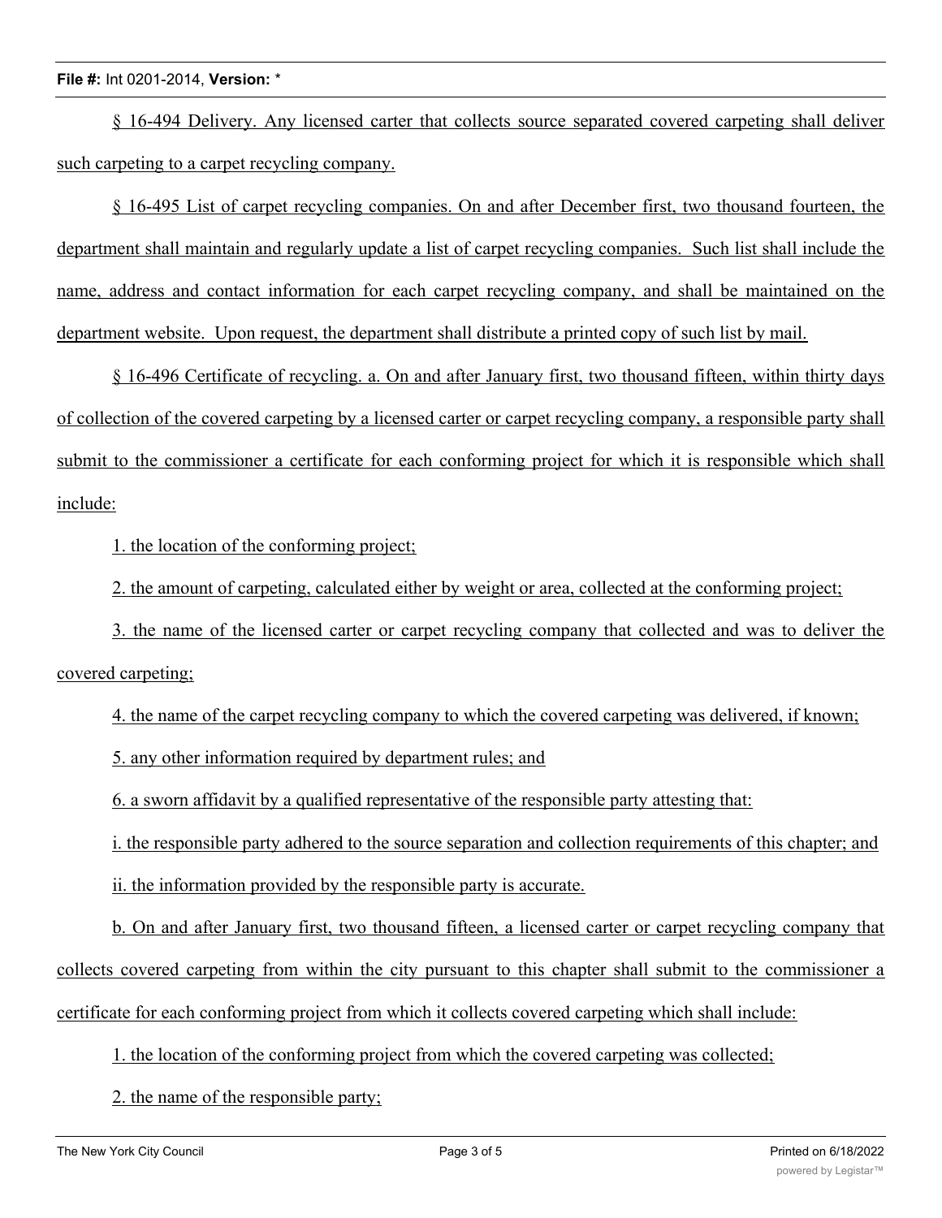§ 16-494 Delivery. Any licensed carter that collects source separated covered carpeting shall deliver such carpeting to a carpet recycling company.

§ 16-495 List of carpet recycling companies. On and after December first, two thousand fourteen, the department shall maintain and regularly update a list of carpet recycling companies. Such list shall include the name, address and contact information for each carpet recycling company, and shall be maintained on the department website. Upon request, the department shall distribute a printed copy of such list by mail.

§ 16-496 Certificate of recycling. a. On and after January first, two thousand fifteen, within thirty days of collection of the covered carpeting by a licensed carter or carpet recycling company, a responsible party shall submit to the commissioner a certificate for each conforming project for which it is responsible which shall include:

1. the location of the conforming project;

2. the amount of carpeting, calculated either by weight or area, collected at the conforming project;

3. the name of the licensed carter or carpet recycling company that collected and was to deliver the covered carpeting;

4. the name of the carpet recycling company to which the covered carpeting was delivered, if known;

5. any other information required by department rules; and

6. a sworn affidavit by a qualified representative of the responsible party attesting that:

i. the responsible party adhered to the source separation and collection requirements of this chapter; and

ii. the information provided by the responsible party is accurate.

b. On and after January first, two thousand fifteen, a licensed carter or carpet recycling company that collects covered carpeting from within the city pursuant to this chapter shall submit to the commissioner a certificate for each conforming project from which it collects covered carpeting which shall include:

1. the location of the conforming project from which the covered carpeting was collected;

2. the name of the responsible party;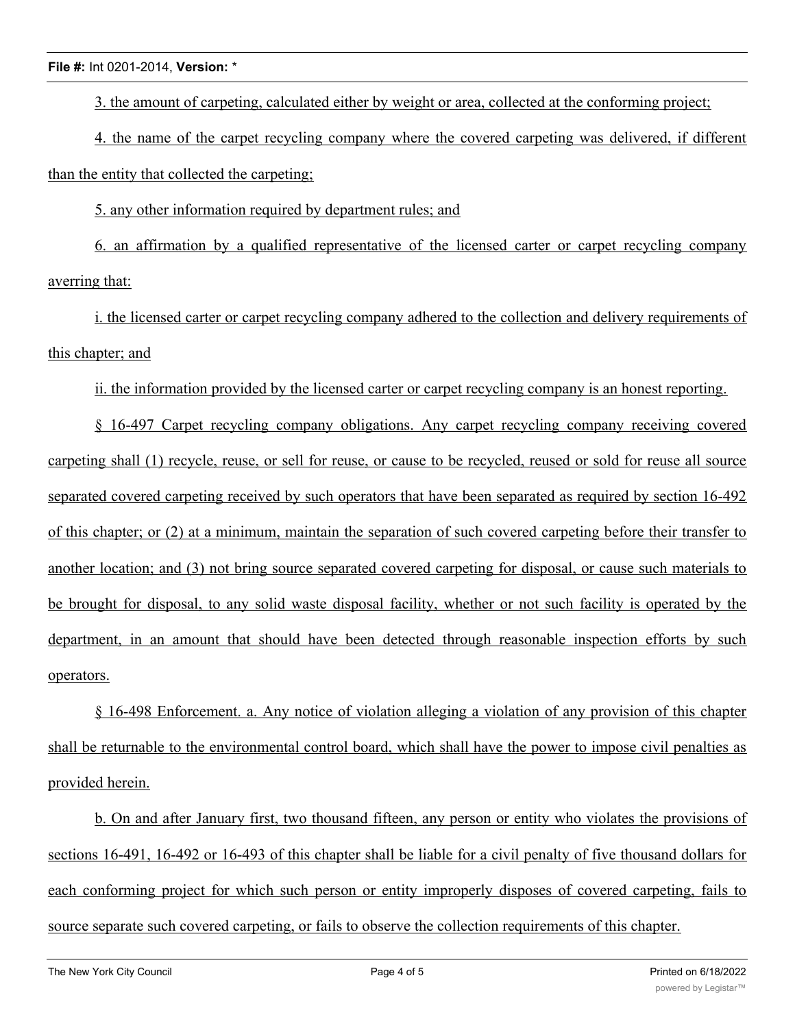3. the amount of carpeting, calculated either by weight or area, collected at the conforming project;

4. the name of the carpet recycling company where the covered carpeting was delivered, if different than the entity that collected the carpeting;

5. any other information required by department rules; and

6. an affirmation by a qualified representative of the licensed carter or carpet recycling company averring that:

i. the licensed carter or carpet recycling company adhered to the collection and delivery requirements of this chapter; and

ii. the information provided by the licensed carter or carpet recycling company is an honest reporting.

§ 16-497 Carpet recycling company obligations. Any carpet recycling company receiving covered carpeting shall (1) recycle, reuse, or sell for reuse, or cause to be recycled, reused or sold for reuse all source separated covered carpeting received by such operators that have been separated as required by section 16-492 of this chapter; or (2) at a minimum, maintain the separation of such covered carpeting before their transfer to another location; and (3) not bring source separated covered carpeting for disposal, or cause such materials to be brought for disposal, to any solid waste disposal facility, whether or not such facility is operated by the department, in an amount that should have been detected through reasonable inspection efforts by such operators.

§ 16-498 Enforcement. a. Any notice of violation alleging a violation of any provision of this chapter shall be returnable to the environmental control board, which shall have the power to impose civil penalties as provided herein.

b. On and after January first, two thousand fifteen, any person or entity who violates the provisions of sections 16-491, 16-492 or 16-493 of this chapter shall be liable for a civil penalty of five thousand dollars for each conforming project for which such person or entity improperly disposes of covered carpeting, fails to source separate such covered carpeting, or fails to observe the collection requirements of this chapter.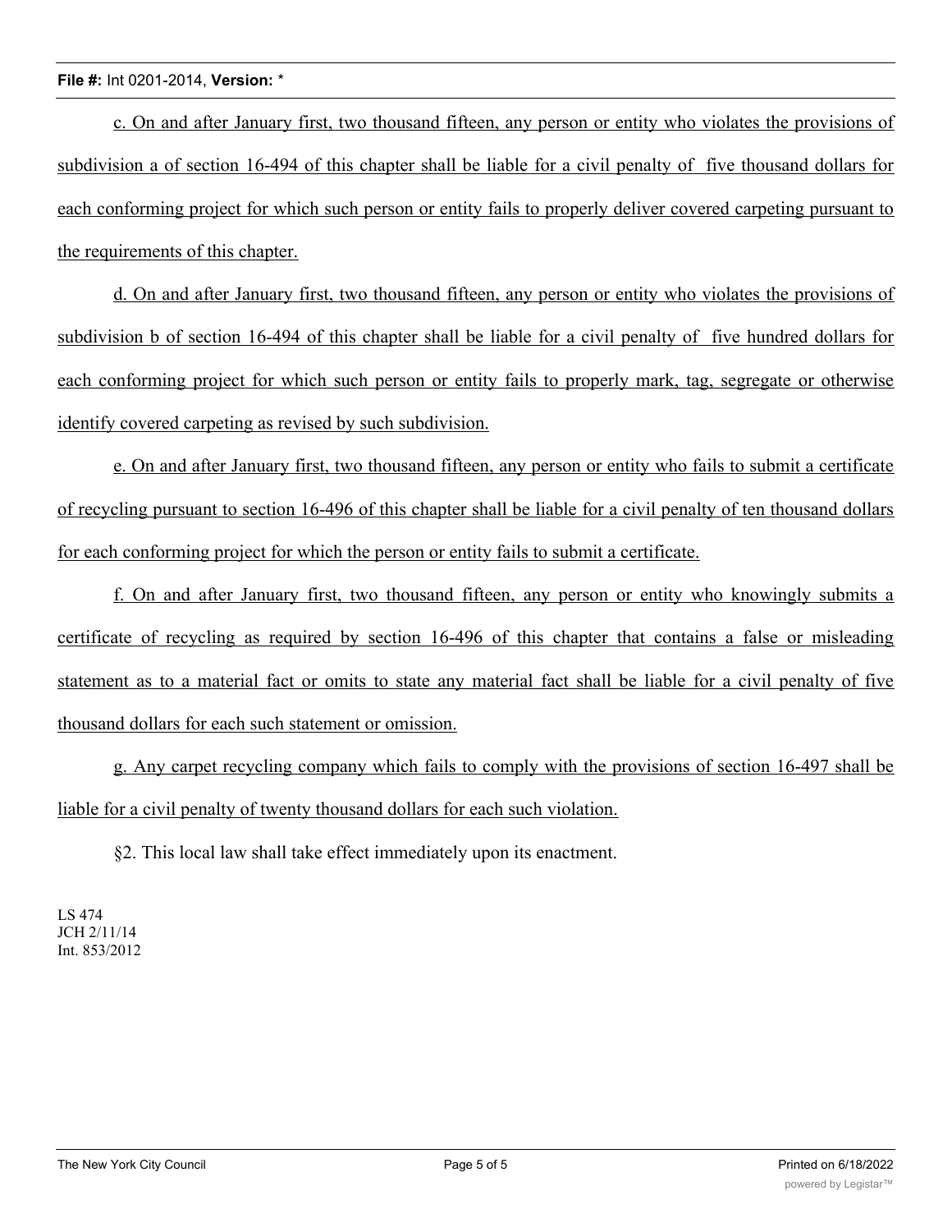c. On and after January first, two thousand fifteen, any person or entity who violates the provisions of subdivision a of section 16-494 of this chapter shall be liable for a civil penalty of five thousand dollars for each conforming project for which such person or entity fails to properly deliver covered carpeting pursuant to the requirements of this chapter.

d. On and after January first, two thousand fifteen, any person or entity who violates the provisions of subdivision b of section 16-494 of this chapter shall be liable for a civil penalty of five hundred dollars for each conforming project for which such person or entity fails to properly mark, tag, segregate or otherwise identify covered carpeting as revised by such subdivision.

e. On and after January first, two thousand fifteen, any person or entity who fails to submit a certificate of recycling pursuant to section 16-496 of this chapter shall be liable for a civil penalty of ten thousand dollars for each conforming project for which the person or entity fails to submit a certificate.

f. On and after January first, two thousand fifteen, any person or entity who knowingly submits a certificate of recycling as required by section 16-496 of this chapter that contains a false or misleading statement as to a material fact or omits to state any material fact shall be liable for a civil penalty of five thousand dollars for each such statement or omission.

g. Any carpet recycling company which fails to comply with the provisions of section 16-497 shall be liable for a civil penalty of twenty thousand dollars for each such violation.

§2. This local law shall take effect immediately upon its enactment.

LS 474
JCH 2/11/14
Int. 853/2012